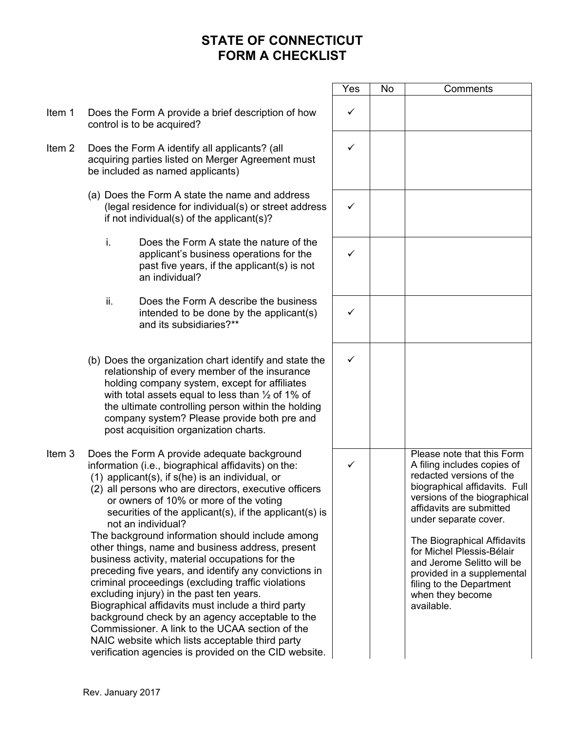# STATE OF CONNECTICUT
# FORM A CHECKLIST

| Item | Question | Yes | No | Comments |
|---|---|---|---|---|
| Item 1 | Does the Form A provide a brief description of how control is to be acquired? | ✓ | | |
| Item 2 | Does the Form A identify all applicants? (all acquiring parties listed on Merger Agreement must be included as named applicants) | ✓ | | |
| | (a) Does the Form A state the name and address (legal residence for individual(s) or street address if not individual(s) of the applicant(s)? | ✓ | | |
| | i. Does the Form A state the nature of the applicant's business operations for the past five years, if the applicant(s) is not an individual? | ✓ | | |
| | ii. Does the Form A describe the business intended to be done by the applicant(s) and its subsidiaries?** | ✓ | | |
| | (b) Does the organization chart identify and state the relationship of every member of the insurance holding company system, except for affiliates with total assets equal to less than ½ of 1% of the ultimate controlling person within the holding company system? Please provide both pre and post acquisition organization charts. | ✓ | | |
| Item 3 | Does the Form A provide adequate background information (i.e., biographical affidavits) on the: (1) applicant(s), if s(he) is an individual, or (2) all persons who are directors, executive officers or owners of 10% or more of the voting securities of the applicant(s), if the applicant(s) is not an individual? The background information should include among other things, name and business address, present business activity, material occupations for the preceding five years, and identify any convictions in criminal proceedings (excluding traffic violations excluding injury) in the past ten years. Biographical affidavits must include a third party background check by an agency acceptable to the Commissioner. A link to the UCAA section of the NAIC website which lists acceptable third party verification agencies is provided on the CID website. | ✓ | | Please note that this Form A filing includes copies of redacted versions of the biographical affidavits. Full versions of the biographical affidavits are submitted under separate cover. The Biographical Affidavits for Michel Plessis-Bélair and Jerome Selitto will be provided in a supplemental filing to the Department when they become available. |

Rev. January 2017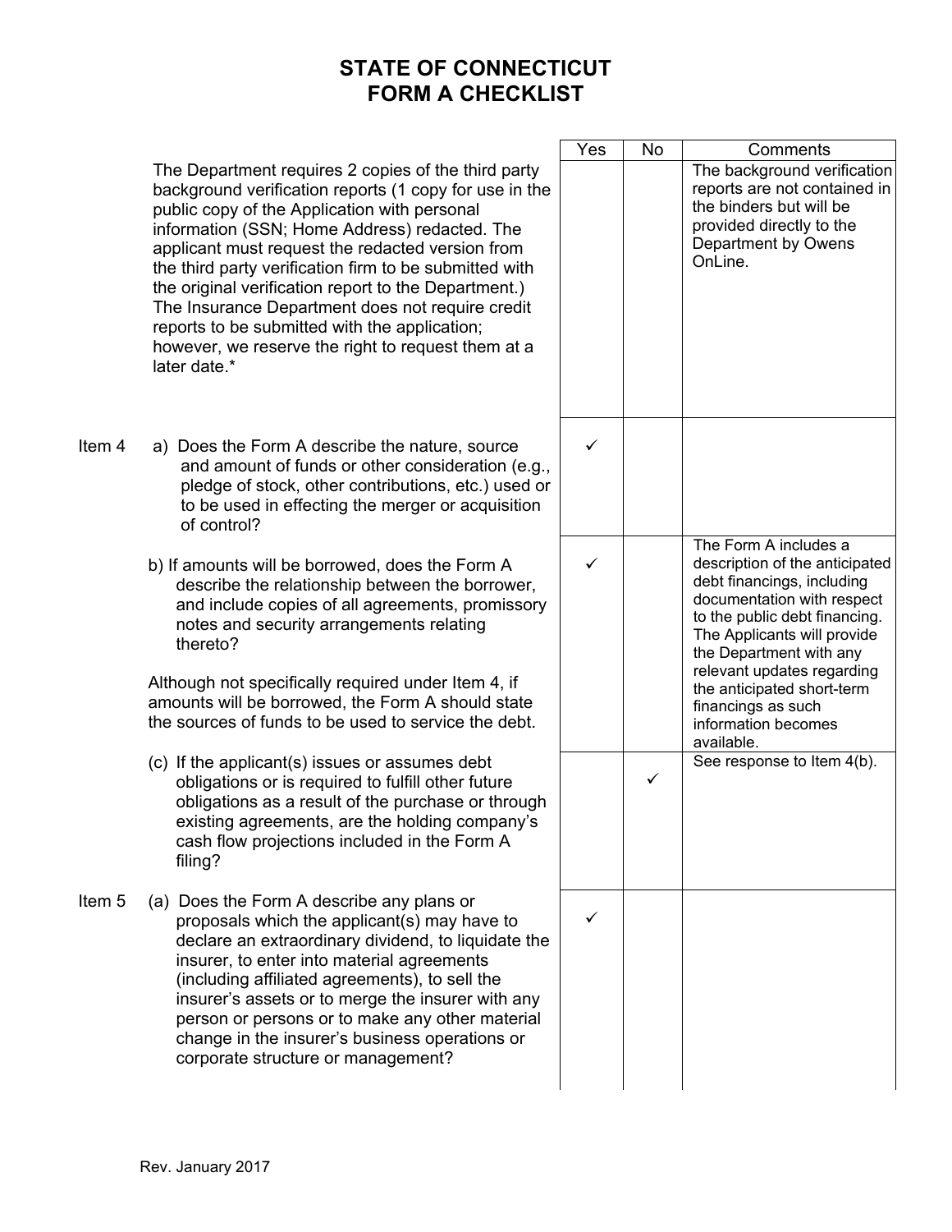# STATE OF CONNECTICUT
# FORM A CHECKLIST

| | | Yes | No | Comments |
|---|---|---|---|---|
| | The Department requires 2 copies of the third party background verification reports (1 copy for use in the public copy of the Application with personal information (SSN; Home Address) redacted. The applicant must request the redacted version from the third party verification firm to be submitted with the original verification report to the Department.) The Insurance Department does not require credit reports to be submitted with the application; however, we reserve the right to request them at a later date.* | | | The background verification reports are not contained in the binders but will be provided directly to the Department by Owens OnLine. |
| Item 4 | a) Does the Form A describe the nature, source and amount of funds or other consideration (e.g., pledge of stock, other contributions, etc.) used or to be used in effecting the merger or acquisition of control? | ✓ | | |
| | b) If amounts will be borrowed, does the Form A describe the relationship between the borrower, and include copies of all agreements, promissory notes and security arrangements relating thereto?<br><br>Although not specifically required under Item 4, if amounts will be borrowed, the Form A should state the sources of funds to be used to service the debt. | ✓ | | The Form A includes a description of the anticipated debt financings, including documentation with respect to the public debt financing. The Applicants will provide the Department with any relevant updates regarding the anticipated short-term financings as such information becomes available. |
| | (c) If the applicant(s) issues or assumes debt obligations or is required to fulfill other future obligations as a result of the purchase or through existing agreements, are the holding company's cash flow projections included in the Form A filing? | | ✓ | See response to Item 4(b). |
| Item 5 | (a) Does the Form A describe any plans or proposals which the applicant(s) may have to declare an extraordinary dividend, to liquidate the insurer, to enter into material agreements (including affiliated agreements), to sell the insurer's assets or to merge the insurer with any person or persons or to make any other material change in the insurer's business operations or corporate structure or management? | ✓ | | |

Rev. January 2017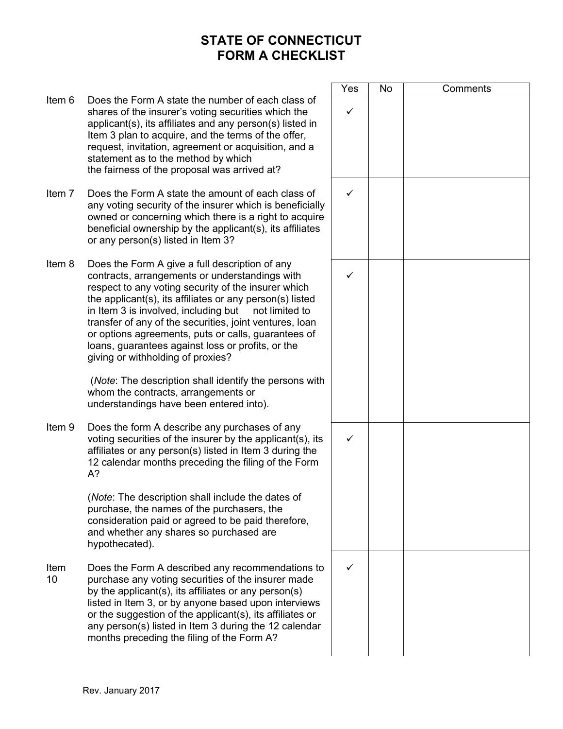# STATE OF CONNECTICUT
# FORM A CHECKLIST

| | | Yes | No | Comments |
|---|---|---|---|---|
| Item 6 | Does the Form A state the number of each class of shares of the insurer's voting securities which the applicant(s), its affiliates and any person(s) listed in Item 3 plan to acquire, and the terms of the offer, request, invitation, agreement or acquisition, and a statement as to the method by which the fairness of the proposal was arrived at? | ✓ | | |
| Item 7 | Does the Form A state the amount of each class of any voting security of the insurer which is beneficially owned or concerning which there is a right to acquire beneficial ownership by the applicant(s), its affiliates or any person(s) listed in Item 3? | ✓ | | |
| Item 8 | Does the Form A give a full description of any contracts, arrangements or understandings with respect to any voting security of the insurer which the applicant(s), its affiliates or any person(s) listed in Item 3 is involved, including but not limited to transfer of any of the securities, joint ventures, loan or options agreements, puts or calls, guarantees of loans, guarantees against loss or profits, or the giving or withholding of proxies? (*Note*: The description shall identify the persons with whom the contracts, arrangements or understandings have been entered into). | ✓ | | |
| Item 9 | Does the form A describe any purchases of any voting securities of the insurer by the applicant(s), its affiliates or any person(s) listed in Item 3 during the 12 calendar months preceding the filing of the Form A? (*Note*: The description shall include the dates of purchase, the names of the purchasers, the consideration paid or agreed to be paid therefore, and whether any shares so purchased are hypothecated). | ✓ | | |
| Item 10 | Does the Form A described any recommendations to purchase any voting securities of the insurer made by the applicant(s), its affiliates or any person(s) listed in Item 3, or by anyone based upon interviews or the suggestion of the applicant(s), its affiliates or any person(s) listed in Item 3 during the 12 calendar months preceding the filing of the Form A? | ✓ | | |

Rev. January 2017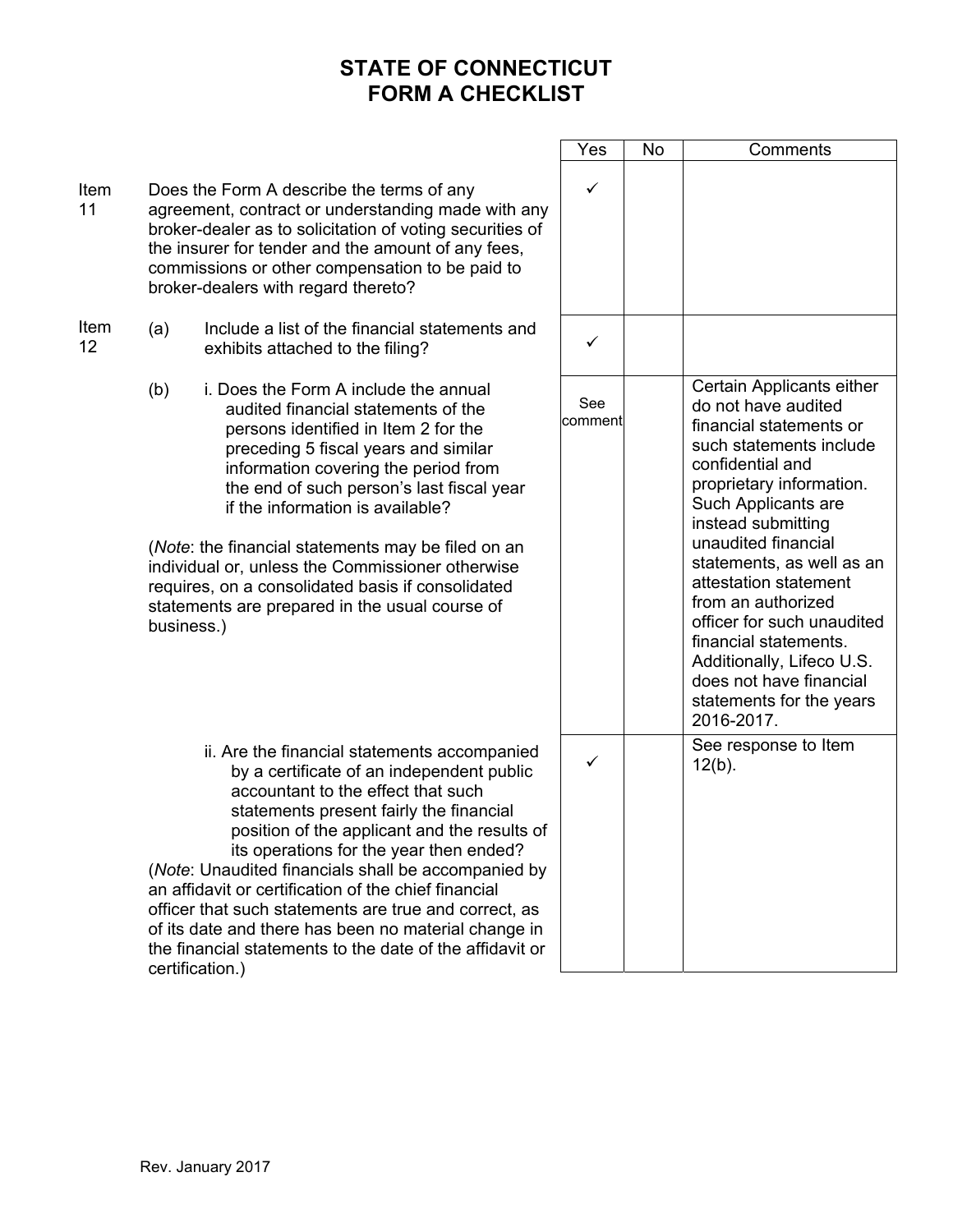# STATE OF CONNECTICUT
# FORM A CHECKLIST

| Item | Question | Yes | No | Comments |
|---|---|---|---|---|
| Item 11 | Does the Form A describe the terms of any agreement, contract or understanding made with any broker-dealer as to solicitation of voting securities of the insurer for tender and the amount of any fees, commissions or other compensation to be paid to broker-dealers with regard thereto? | ✓ | | |
| Item 12 | (a) Include a list of the financial statements and exhibits attached to the filing? | ✓ | | |
| | (b) i. Does the Form A include the annual audited financial statements of the persons identified in Item 2 for the preceding 5 fiscal years and similar information covering the period from the end of such person's last fiscal year if the information is available?<br><br>(*Note*: the financial statements may be filed on an individual or, unless the Commissioner otherwise requires, on a consolidated basis if consolidated statements are prepared in the usual course of business.) | See comment | | Certain Applicants either do not have audited financial statements or such statements include confidential and proprietary information. Such Applicants are instead submitting unaudited financial statements, as well as an attestation statement from an authorized officer for such unaudited financial statements. Additionally, Lifeco U.S. does not have financial statements for the years 2016-2017. |
| | ii. Are the financial statements accompanied by a certificate of an independent public accountant to the effect that such statements present fairly the financial position of the applicant and the results of its operations for the year then ended?<br>(*Note*: Unaudited financials shall be accompanied by an affidavit or certification of the chief financial officer that such statements are true and correct, as of its date and there has been no material change in the financial statements to the date of the affidavit or certification.) | ✓ | | See response to Item 12(b). |

Rev. January 2017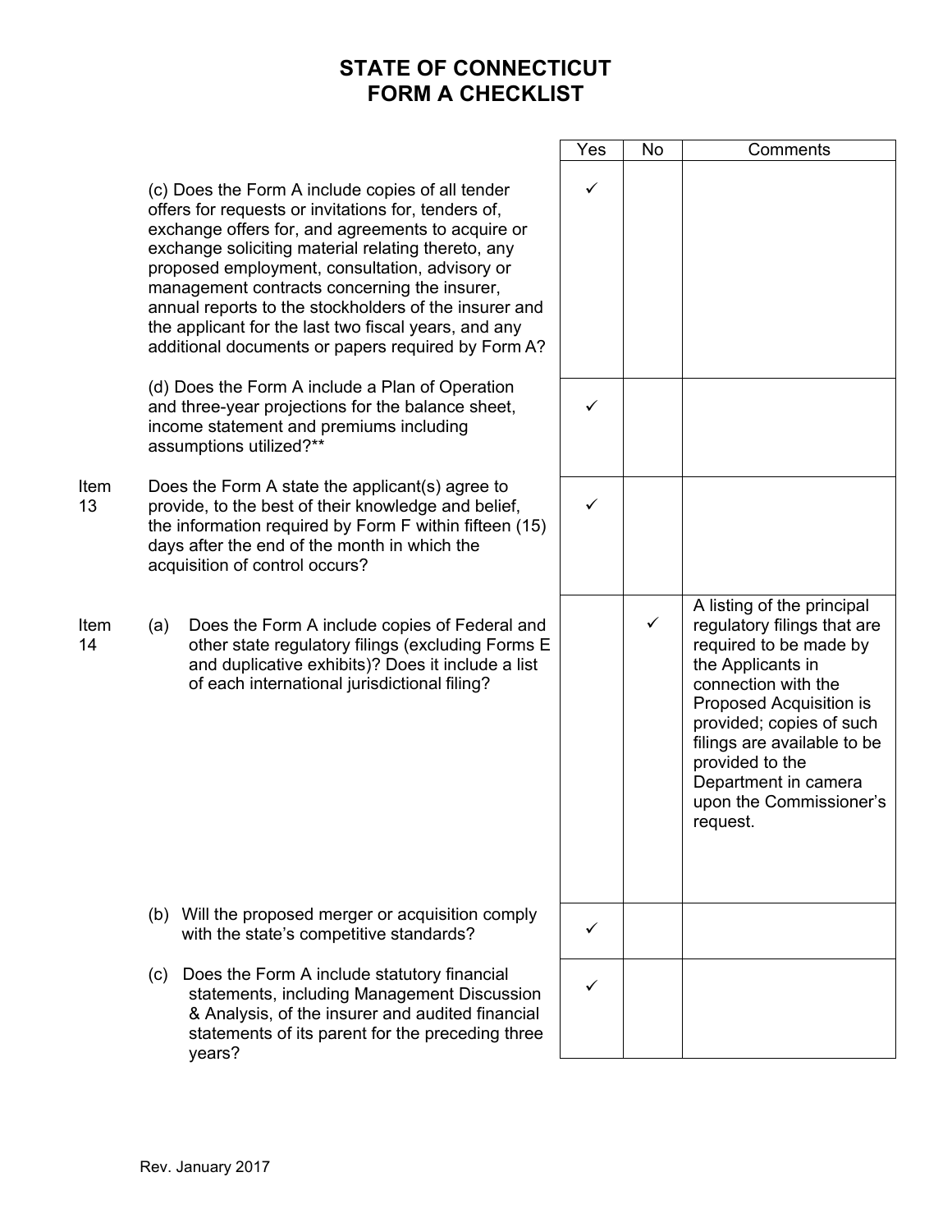# STATE OF CONNECTICUT
# FORM A CHECKLIST

| Item | Question | Yes | No | Comments |
|---|---|---|---|---|
| | (c) Does the Form A include copies of all tender offers for requests or invitations for, tenders of, exchange offers for, and agreements to acquire or exchange soliciting material relating thereto, any proposed employment, consultation, advisory or management contracts concerning the insurer, annual reports to the stockholders of the insurer and the applicant for the last two fiscal years, and any additional documents or papers required by Form A? | ✓ | | |
| | (d) Does the Form A include a Plan of Operation and three-year projections for the balance sheet, income statement and premiums including assumptions utilized?** | ✓ | | |
| Item 13 | Does the Form A state the applicant(s) agree to provide, to the best of their knowledge and belief, the information required by Form F within fifteen (15) days after the end of the month in which the acquisition of control occurs? | ✓ | | |
| Item 14 | (a) Does the Form A include copies of Federal and other state regulatory filings (excluding Forms E and duplicative exhibits)? Does it include a list of each international jurisdictional filing? | | ✓ | A listing of the principal regulatory filings that are required to be made by the Applicants in connection with the Proposed Acquisition is provided; copies of such filings are available to be provided to the Department in camera upon the Commissioner's request. |
| | (b) Will the proposed merger or acquisition comply with the state's competitive standards? | ✓ | | |
| | (c) Does the Form A include statutory financial statements, including Management Discussion & Analysis, of the insurer and audited financial statements of its parent for the preceding three years? | ✓ | | |

Rev. January 2017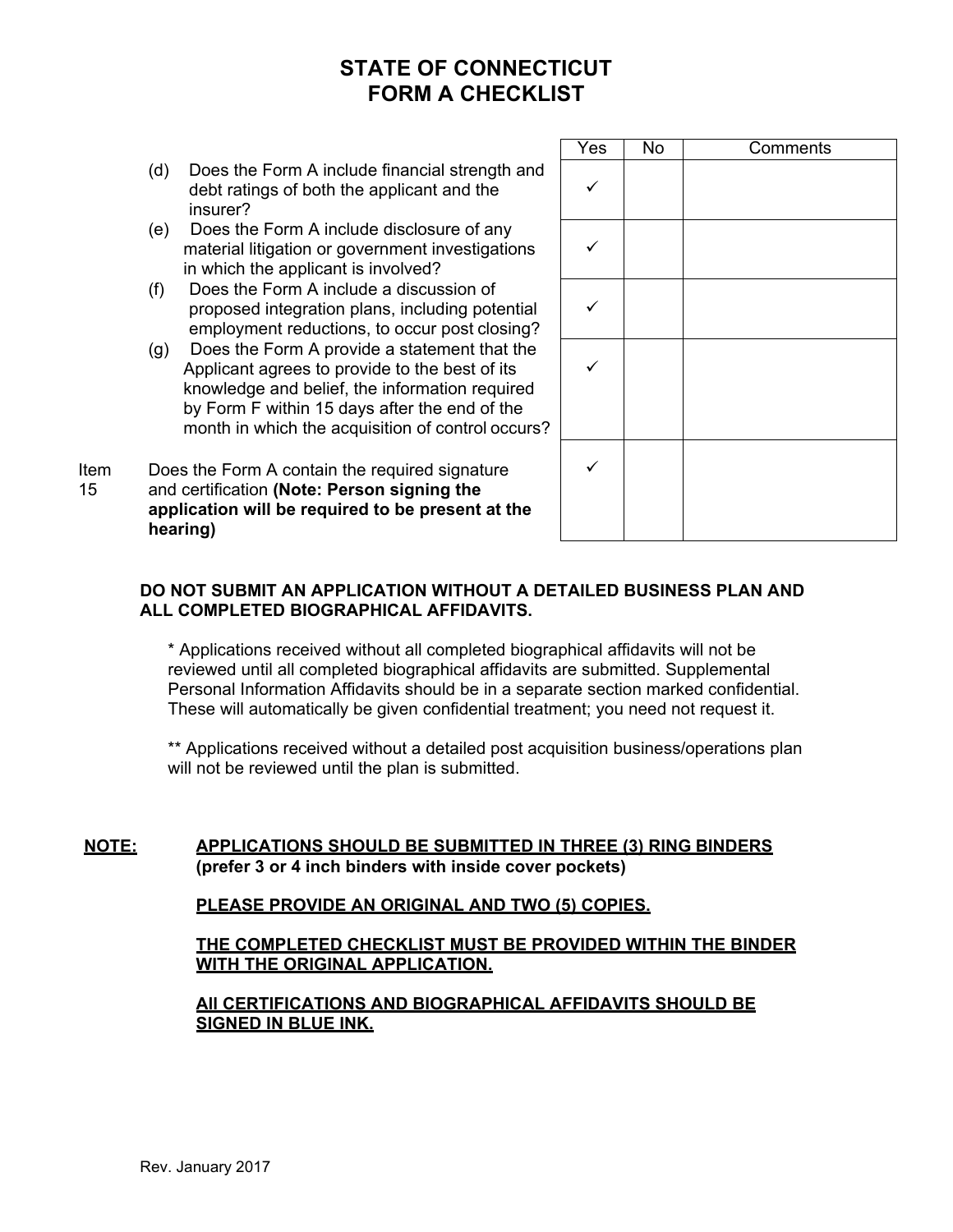# STATE OF CONNECTICUT
# FORM A CHECKLIST

| | Yes | No | Comments |
|---|---|---|---|
| (d) Does the Form A include financial strength and debt ratings of both the applicant and the insurer? | ✓ | | |
| (e) Does the Form A include disclosure of any material litigation or government investigations in which the applicant is involved? | ✓ | | |
| (f) Does the Form A include a discussion of proposed integration plans, including potential employment reductions, to occur post closing? | ✓ | | |
| (g) Does the Form A provide a statement that the Applicant agrees to provide to the best of its knowledge and belief, the information required by Form F within 15 days after the end of the month in which the acquisition of control occurs? | ✓ | | |
| Item 15 Does the Form A contain the required signature and certification **(Note: Person signing the application will be required to be present at the hearing)** | ✓ | | |

**DO NOT SUBMIT AN APPLICATION WITHOUT A DETAILED BUSINESS PLAN AND ALL COMPLETED BIOGRAPHICAL AFFIDAVITS.**

\* Applications received without all completed biographical affidavits will not be reviewed until all completed biographical affidavits are submitted. Supplemental Personal Information Affidavits should be in a separate section marked confidential. These will automatically be given confidential treatment; you need not request it.

\*\* Applications received without a detailed post acquisition business/operations plan will not be reviewed until the plan is submitted.

<u>**NOTE:**</u> <u>**APPLICATIONS SHOULD BE SUBMITTED IN THREE (3) RING BINDERS**</u> **(prefer 3 or 4 inch binders with inside cover pockets)**

<u>**PLEASE PROVIDE AN ORIGINAL AND TWO (5) COPIES.**</u>

<u>**THE COMPLETED CHECKLIST MUST BE PROVIDED WITHIN THE BINDER WITH THE ORIGINAL APPLICATION.**</u>

<u>**All CERTIFICATIONS AND BIOGRAPHICAL AFFIDAVITS SHOULD BE SIGNED IN BLUE INK.**</u>

Rev. January 2017